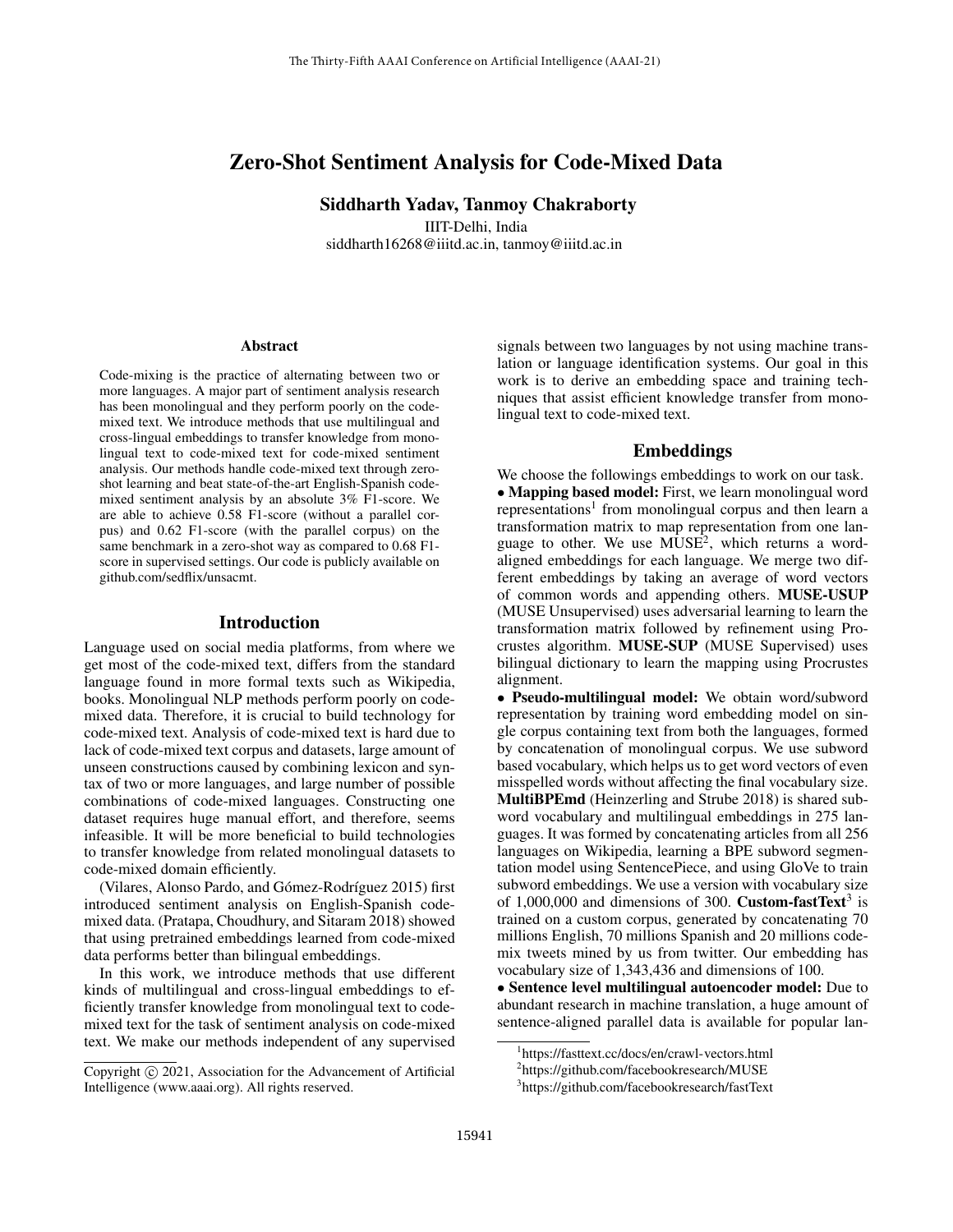# Zero-Shot Sentiment Analysis for Code-Mixed Data

**Siddharth Yadav, Tanmoy Chakraborty**

IIIT-Delhi, India
siddharth16268@iiitd.ac.in, tanmoy@iiitd.ac.in

## Abstract

Code-mixing is the practice of alternating between two or more languages. A major part of sentiment analysis research has been monolingual and they perform poorly on the code-mixed text. We introduce methods that use multilingual and cross-lingual embeddings to transfer knowledge from monolingual text to code-mixed text for code-mixed sentiment analysis. Our methods handle code-mixed text through zero-shot learning and beat state-of-the-art English-Spanish code-mixed sentiment analysis by an absolute 3% F1-score. We are able to achieve 0.58 F1-score (without a parallel corpus) and 0.62 F1-score (with the parallel corpus) on the same benchmark in a zero-shot way as compared to 0.68 F1-score in supervised settings. Our code is publicly available on github.com/sedflix/unsacmt.

## Introduction

Language used on social media platforms, from where we get most of the code-mixed text, differs from the standard language found in more formal texts such as Wikipedia, books. Monolingual NLP methods perform poorly on code-mixed data. Therefore, it is crucial to build technology for code-mixed text. Analysis of code-mixed text is hard due to lack of code-mixed text corpus and datasets, large amount of unseen constructions caused by combining lexicon and syntax of two or more languages, and large number of possible combinations of code-mixed languages. Constructing one dataset requires huge manual effort, and therefore, seems infeasible. It will be more beneficial to build technologies to transfer knowledge from related monolingual datasets to code-mixed domain efficiently.

(Vilares, Alonso Pardo, and Gómez-Rodríguez 2015) first introduced sentiment analysis on English-Spanish code-mixed data. (Pratapa, Choudhury, and Sitaram 2018) showed that using pretrained embeddings learned from code-mixed data performs better than bilingual embeddings.

In this work, we introduce methods that use different kinds of multilingual and cross-lingual embeddings to efficiently transfer knowledge from monolingual text to code-mixed text for the task of sentiment analysis on code-mixed text. We make our methods independent of any supervised signals between two languages by not using machine translation or language identification systems. Our goal in this work is to derive an embedding space and training techniques that assist efficient knowledge transfer from monolingual text to code-mixed text.

Copyright © 2021, Association for the Advancement of Artificial Intelligence (www.aaai.org). All rights reserved.

## Embeddings

We choose the followings embeddings to work on our task.

• **Mapping based model:** First, we learn monolingual word representations[1] from monolingual corpus and then learn a transformation matrix to map representation from one language to other. We use MUSE[2], which returns a word-aligned embeddings for each language. We merge two different embeddings by taking an average of word vectors of common words and appending others. **MUSE-USUP** (MUSE Unsupervised) uses adversarial learning to learn the transformation matrix followed by refinement using Procrustes algorithm. **MUSE-SUP** (MUSE Supervised) uses bilingual dictionary to learn the mapping using Procrustes alignment.

• **Pseudo-multilingual model:** We obtain word/subword representation by training word embedding model on single corpus containing text from both the languages, formed by concatenation of monolingual corpus. We use subword based vocabulary, which helps us to get word vectors of even misspelled words without affecting the final vocabulary size. **MultiBPEmd** (Heinzerling and Strube 2018) is shared subword vocabulary and multilingual embeddings in 275 languages. It was formed by concatenating articles from all 256 languages on Wikipedia, learning a BPE subword segmentation model using SentencePiece, and using GloVe to train subword embeddings. We use a version with vocabulary size of 1,000,000 and dimensions of 300. **Custom-fastText**[3] is trained on a custom corpus, generated by concatenating 70 millions English, 70 millions Spanish and 20 millions code-mix tweets mined by us from twitter. Our embedding has vocabulary size of 1,343,436 and dimensions of 100.

• **Sentence level multilingual autoencoder model:** Due to abundant research in machine translation, a huge amount of sentence-aligned parallel data is available for popular lan-

[1] https://fasttext.cc/docs/en/crawl-vectors.html
[2] https://github.com/facebookresearch/MUSE
[3] https://github.com/facebookresearch/fastText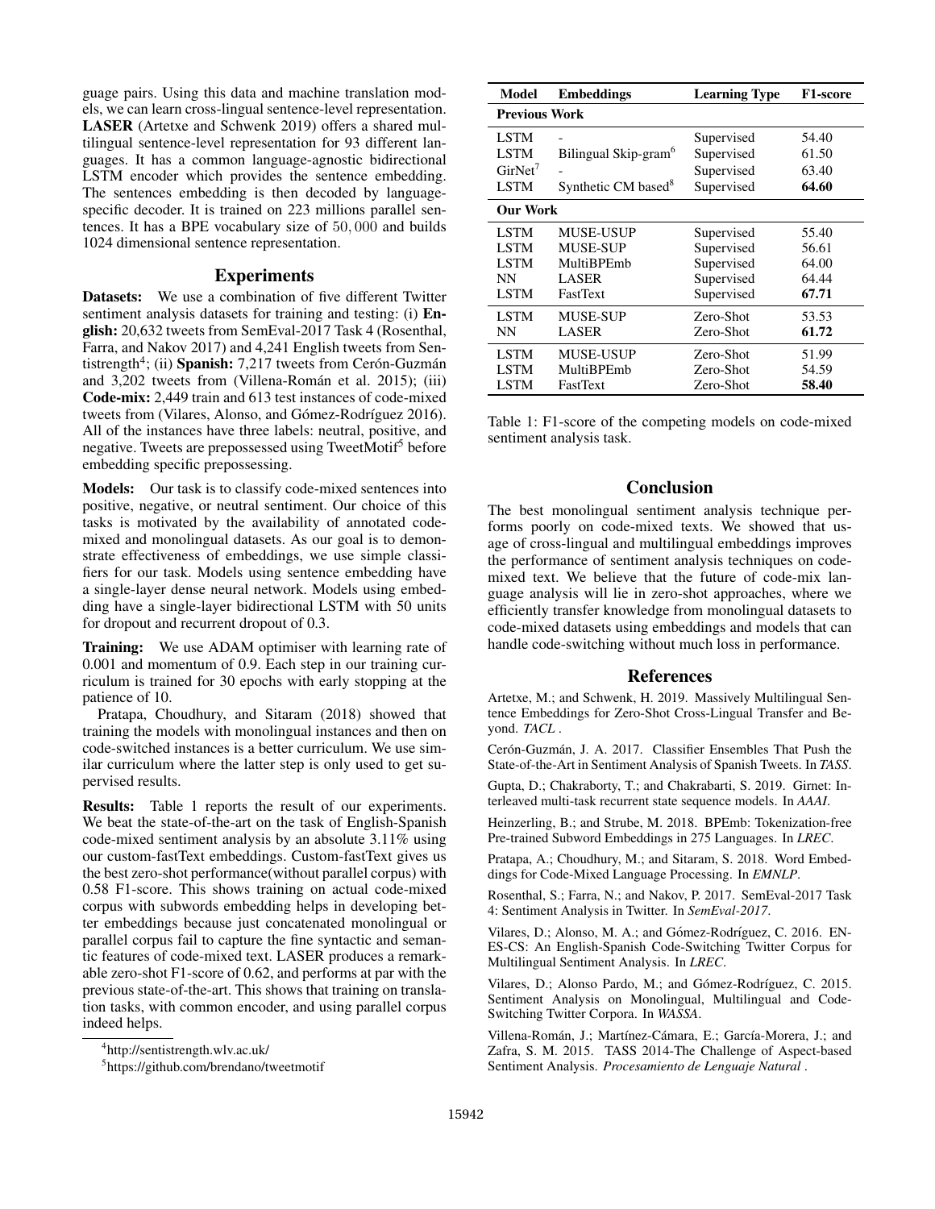guage pairs. Using this data and machine translation models, we can learn cross-lingual sentence-level representation. **LASER** (Artetxe and Schwenk 2019) offers a shared multilingual sentence-level representation for 93 different languages. It has a common language-agnostic bidirectional LSTM encoder which provides the sentence embedding. The sentences embedding is then decoded by language-specific decoder. It is trained on 223 millions parallel sentences. It has a BPE vocabulary size of $50,000$ and builds 1024 dimensional sentence representation.

## Experiments

**Datasets:** We use a combination of five different Twitter sentiment analysis datasets for training and testing: (i) **English:** 20,632 tweets from SemEval-2017 Task 4 (Rosenthal, Farra, and Nakov 2017) and 4,241 English tweets from Sentistrength[4]; (ii) **Spanish:** 7,217 tweets from Cerón-Guzmán and 3,202 tweets from (Villena-Román et al. 2015); (iii) **Code-mix:** 2,449 train and 613 test instances of code-mixed tweets from (Vilares, Alonso, and Gómez-Rodríguez 2016). All of the instances have three labels: neutral, positive, and negative. Tweets are prepossessed using TweetMotif[5] before embedding specific prepossessing.

**Models:** Our task is to classify code-mixed sentences into positive, negative, or neutral sentiment. Our choice of this tasks is motivated by the availability of annotated code-mixed and monolingual datasets. As our goal is to demonstrate effectiveness of embeddings, we use simple classifiers for our task. Models using sentence embedding have a single-layer dense neural network. Models using embedding have a single-layer bidirectional LSTM with 50 units for dropout and recurrent dropout of 0.3.

**Training:** We use ADAM optimiser with learning rate of 0.001 and momentum of 0.9. Each step in our training curriculum is trained for 30 epochs with early stopping at the patience of 10.

Pratapa, Choudhury, and Sitaram (2018) showed that training the models with monolingual instances and then on code-switched instances is a better curriculum. We use similar curriculum where the latter step is only used to get supervised results.

**Results:** Table 1 reports the result of our experiments. We beat the state-of-the-art on the task of English-Spanish code-mixed sentiment analysis by an absolute 3.11% using our custom-fastText embeddings. Custom-fastText gives us the best zero-shot performance(without parallel corpus) with 0.58 F1-score. This shows training on actual code-mixed corpus with subwords embedding helps in developing better embeddings because just concatenated monolingual or parallel corpus fail to capture the fine syntactic and semantic features of code-mixed text. LASER produces a remarkable zero-shot F1-score of 0.62, and performs at par with the previous state-of-the-art. This shows that training on translation tasks, with common encoder, and using parallel corpus indeed helps.

[4] http://sentistrength.wlv.ac.uk/

[5] https://github.com/brendano/tweetmotif

| Model | Embeddings | Learning Type | F1-score |
|---|---|---|---|
| **Previous Work** | | | |
| LSTM | - | Supervised | 54.40 |
| LSTM | Bilingual Skip-gram[6] | Supervised | 61.50 |
| GirNet[7] | - | Supervised | 63.40 |
| LSTM | Synthetic CM based[8] | Supervised | **64.60** |
| **Our Work** | | | |
| LSTM | MUSE-USUP | Supervised | 55.40 |
| LSTM | MUSE-SUP | Supervised | 56.61 |
| LSTM | MultiBPEmb | Supervised | 64.00 |
| NN | LASER | Supervised | 64.44 |
| LSTM | FastText | Supervised | **67.71** |
| LSTM | MUSE-SUP | Zero-Shot | 53.53 |
| NN | LASER | Zero-Shot | **61.72** |
| LSTM | MUSE-USUP | Zero-Shot | 51.99 |
| LSTM | MultiBPEmb | Zero-Shot | 54.59 |
| LSTM | FastText | Zero-Shot | **58.40** |

Table 1: F1-score of the competing models on code-mixed sentiment analysis task.

## Conclusion

The best monolingual sentiment analysis technique performs poorly on code-mixed texts. We showed that usage of cross-lingual and multilingual embeddings improves the performance of sentiment analysis techniques on code-mixed text. We believe that the future of code-mix language analysis will lie in zero-shot approaches, where we efficiently transfer knowledge from monolingual datasets to code-mixed datasets using embeddings and models that can handle code-switching without much loss in performance.

## References

Artetxe, M.; and Schwenk, H. 2019. Massively Multilingual Sentence Embeddings for Zero-Shot Cross-Lingual Transfer and Beyond. *TACL* .

Cerón-Guzmán, J. A. 2017. Classifier Ensembles That Push the State-of-the-Art in Sentiment Analysis of Spanish Tweets. In *TASS*.

Gupta, D.; Chakraborty, T.; and Chakrabarti, S. 2019. Girnet: Interleaved multi-task recurrent state sequence models. In *AAAI*.

Heinzerling, B.; and Strube, M. 2018. BPEmb: Tokenization-free Pre-trained Subword Embeddings in 275 Languages. In *LREC*.

Pratapa, A.; Choudhury, M.; and Sitaram, S. 2018. Word Embeddings for Code-Mixed Language Processing. In *EMNLP*.

Rosenthal, S.; Farra, N.; and Nakov, P. 2017. SemEval-2017 Task 4: Sentiment Analysis in Twitter. In *SemEval-2017*.

Vilares, D.; Alonso, M. A.; and Gómez-Rodríguez, C. 2016. EN-ES-CS: An English-Spanish Code-Switching Twitter Corpus for Multilingual Sentiment Analysis. In *LREC*.

Vilares, D.; Alonso Pardo, M.; and Gómez-Rodríguez, C. 2015. Sentiment Analysis on Monolingual, Multilingual and Code-Switching Twitter Corpora. In *WASSA*.

Villena-Román, J.; Martínez-Cámara, E.; García-Morera, J.; and Zafra, S. M. 2015. TASS 2014-The Challenge of Aspect-based Sentiment Analysis. *Procesamiento de Lenguaje Natural* .